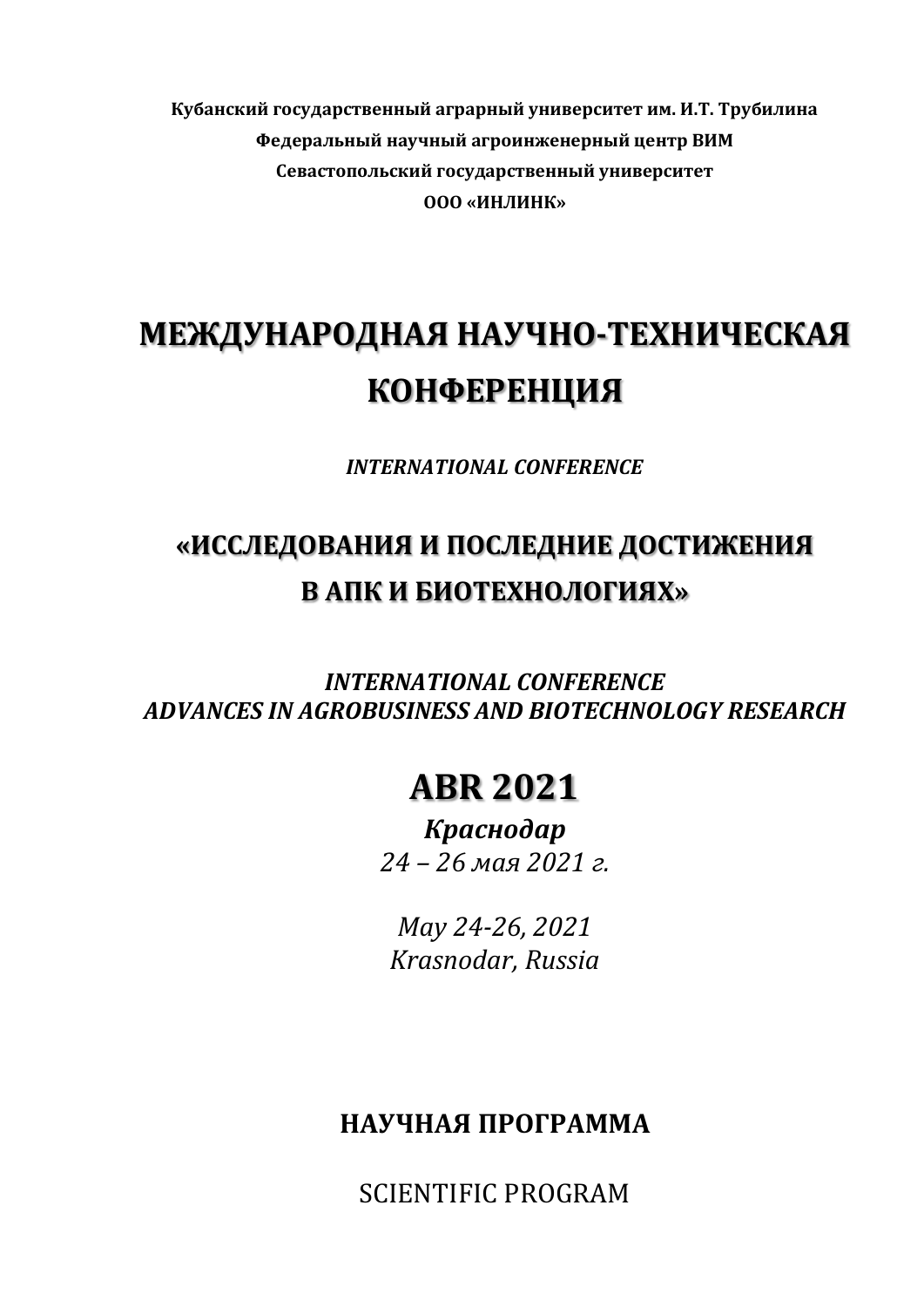**Кубанский государственный аграрный университет им. И.Т. Трубилина**

**Федеральный научный агроинженерный центр ВИМ**

**Севастопольский государственный университет**

**ООО «ИНЛИНК»**

# МЕЖДУНАРОДНАЯ НАУЧНО-ТЕХНИЧЕСКАЯ КОНФЕРЕНЦИЯ

***INTERNATIONAL CONFERENCE***

# «ИССЛЕДОВАНИЯ И ПОСЛЕДНИЕ ДОСТИЖЕНИЯ В АПК И БИОТЕХНОЛОГИЯХ»

***INTERNATIONAL CONFERENCE***
***ADVANCES IN AGROBUSINESS AND BIOTECHNOLOGY RESEARCH***

# ABR 2021

***Краснодар***

*24 – 26 мая 2021 г.*

*May 24-26, 2021*
*Krasnodar, Russia*

## НАУЧНАЯ ПРОГРАММА

SCIENTIFIC PROGRAM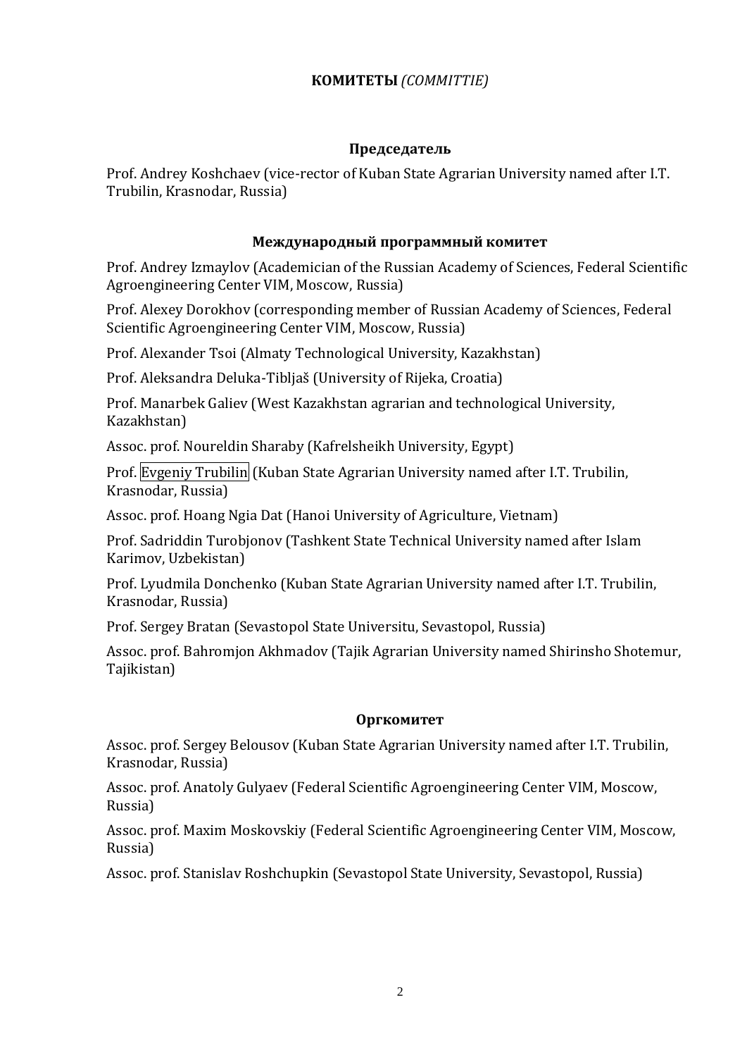## **КОМИТЕТЫ** *(COMMITTIE)*

### Председатель

Prof. Andrey Koshchaev (vice-rector of Kuban State Agrarian University named after I.T. Trubilin, Krasnodar, Russia)

### Международный программный комитет

Prof. Andrey Izmaylov (Academician of the Russian Academy of Sciences, Federal Scientific Agroengineering Center VIM, Moscow, Russia)

Prof. Alexey Dorokhov (corresponding member of Russian Academy of Sciences, Federal Scientific Agroengineering Center VIM, Moscow, Russia)

Prof. Alexander Tsoi (Almaty Technological University, Kazakhstan)

Prof. Aleksandra Deluka-Tibljaš (University of Rijeka, Croatia)

Prof. Manarbek Galiev (West Kazakhstan agrarian and technological University, Kazakhstan)

Assoc. prof. Noureldin Sharaby (Kafrelsheikh University, Egypt)

Prof. Evgeniy Trubilin (Kuban State Agrarian University named after I.T. Trubilin, Krasnodar, Russia)

Assoc. prof. Hoang Ngia Dat (Hanoi University of Agriculture, Vietnam)

Prof. Sadriddin Turobjonov (Tashkent State Technical University named after Islam Karimov, Uzbekistan)

Prof. Lyudmila Donchenko (Kuban State Agrarian University named after I.T. Trubilin, Krasnodar, Russia)

Prof. Sergey Bratan (Sevastopol State Universitu, Sevastopol, Russia)

Assoc. prof. Bahromjon Akhmadov (Tajik Agrarian University named Shirinsho Shotemur, Tajikistan)

### Оргкомитет

Assoc. prof. Sergey Belousov (Kuban State Agrarian University named after I.T. Trubilin, Krasnodar, Russia)

Assoc. prof. Anatoly Gulyaev (Federal Scientific Agroengineering Center VIM, Moscow, Russia)

Assoc. prof. Maxim Moskovskiy (Federal Scientific Agroengineering Center VIM, Moscow, Russia)

Assoc. prof. Stanislav Roshchupkin (Sevastopol State University, Sevastopol, Russia)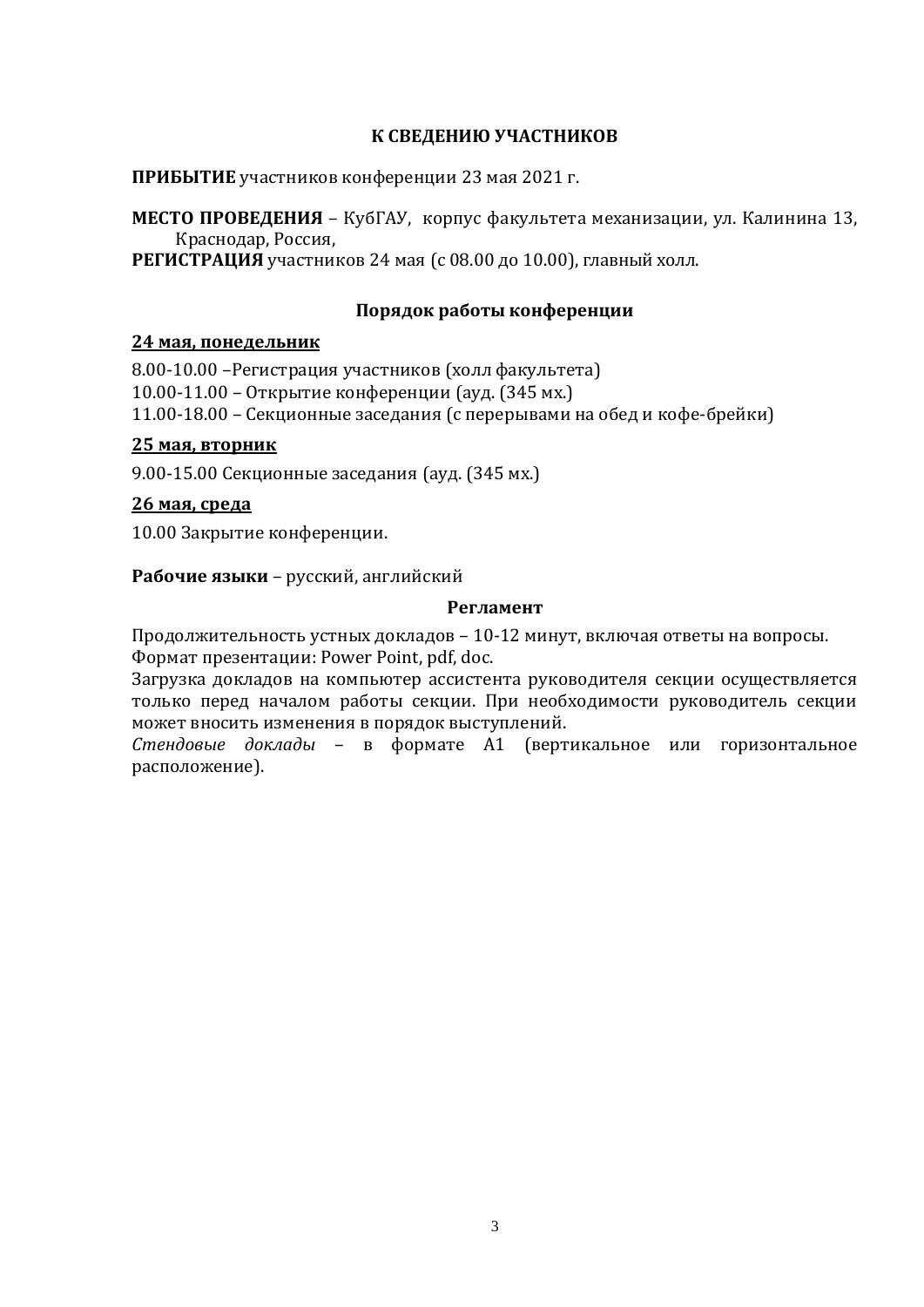## К СВЕДЕНИЮ УЧАСТНИКОВ

**ПРИБЫТИЕ** участников конференции 23 мая 2021 г.

**МЕСТО ПРОВЕДЕНИЯ** – КубГАУ, корпус факультета механизации, ул. Калинина 13, Краснодар, Россия,
**РЕГИСТРАЦИЯ** участников 24 мая (с 08.00 до 10.00), главный холл.

### Порядок работы конференции

**24 мая, понедельник**

8.00-10.00 –Регистрация участников (холл факультета)
10.00-11.00 – Открытие конференции (ауд. (345 мх.)
11.00-18.00 – Секционные заседания (с перерывами на обед и кофе-брейки)

**25 мая, вторник**

9.00-15.00 Секционные заседания (ауд. (345 мх.)

**26 мая, среда**

10.00 Закрытие конференции.

**Рабочие языки** – русский, английский

### Регламент

Продолжительность устных докладов – 10-12 минут, включая ответы на вопросы.
Формат презентации: Power Point, pdf, doc.
Загрузка докладов на компьютер ассистента руководителя секции осуществляется только перед началом работы секции. При необходимости руководитель секции может вносить изменения в порядок выступлений.
*Стендовые доклады* – в формате А1 (вертикальное или горизонтальное расположение).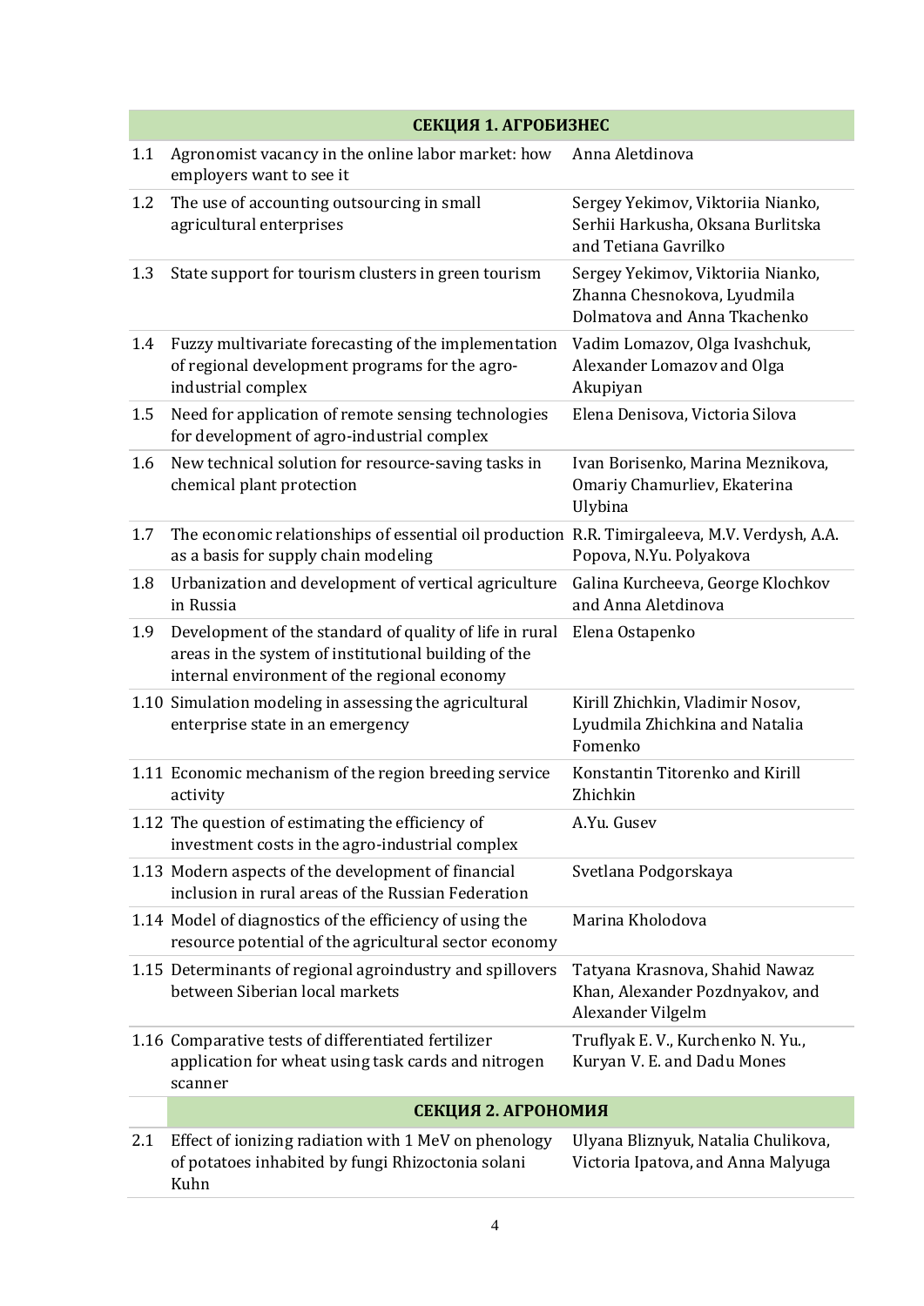| | СЕКЦИЯ 1. АГРОБИЗНЕС | |
|---|---|---|
| 1.1 | Agronomist vacancy in the online labor market: how employers want to see it | Anna Aletdinova |
| 1.2 | The use of accounting outsourcing in small agricultural enterprises | Sergey Yekimov, Viktoriia Nianko, Serhii Harkusha, Oksana Burlitska and Tetiana Gavrilko |
| 1.3 | State support for tourism clusters in green tourism | Sergey Yekimov, Viktoriia Nianko, Zhanna Chesnokova, Lyudmila Dolmatova and Anna Tkachenko |
| 1.4 | Fuzzy multivariate forecasting of the implementation of regional development programs for the agro-industrial complex | Vadim Lomazov, Olga Ivashchuk, Alexander Lomazov and Olga Akupiyan |
| 1.5 | Need for application of remote sensing technologies for development of agro-industrial complex | Elena Denisova, Victoria Silova |
| 1.6 | New technical solution for resource-saving tasks in chemical plant protection | Ivan Borisenko, Marina Meznikova, Omariy Chamurliev, Ekaterina Ulybina |
| 1.7 | The economic relationships of essential oil production as a basis for supply chain modeling | R.R. Timirgaleeva, M.V. Verdysh, A.A. Popova, N.Yu. Polyakova |
| 1.8 | Urbanization and development of vertical agriculture in Russia | Galina Kurcheeva, George Klochkov and Anna Aletdinova |
| 1.9 | Development of the standard of quality of life in rural areas in the system of institutional building of the internal environment of the regional economy | Elena Ostapenko |
| 1.10 | Simulation modeling in assessing the agricultural enterprise state in an emergency | Kirill Zhichkin, Vladimir Nosov, Lyudmila Zhichkina and Natalia Fomenko |
| 1.11 | Economic mechanism of the region breeding service activity | Konstantin Titorenko and Kirill Zhichkin |
| 1.12 | The question of estimating the efficiency of investment costs in the agro-industrial complex | A.Yu. Gusev |
| 1.13 | Modern aspects of the development of financial inclusion in rural areas of the Russian Federation | Svetlana Podgorskaya |
| 1.14 | Model of diagnostics of the efficiency of using the resource potential of the agricultural sector economy | Marina Kholodova |
| 1.15 | Determinants of regional agroindustry and spillovers between Siberian local markets | Tatyana Krasnova, Shahid Nawaz Khan, Alexander Pozdnyakov, and Alexander Vilgelm |
| 1.16 | Comparative tests of differentiated fertilizer application for wheat using task cards and nitrogen scanner | Truflyak E. V., Kurchenko N. Yu., Kuryan V. E. and Dadu Mones |
| | СЕКЦИЯ 2. АГРОНОМИЯ | |
| 2.1 | Effect of ionizing radiation with 1 MeV on phenology of potatoes inhabited by fungi Rhizoctonia solani Kuhn | Ulyana Bliznyuk, Natalia Chulikova, Victoria Ipatova, and Anna Malyuga |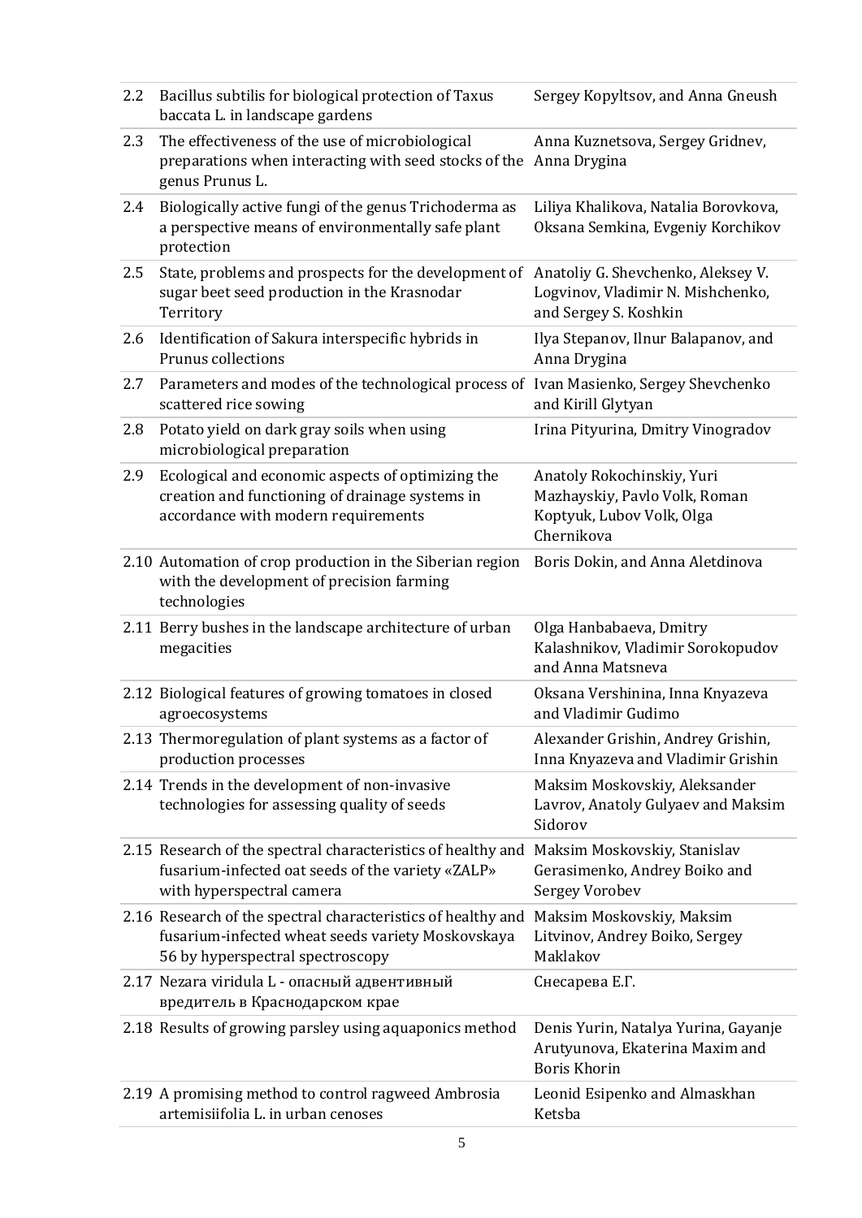| | | |
|---|---|---|
| 2.2 | Bacillus subtilis for biological protection of Taxus baccata L. in landscape gardens | Sergey Kopyltsov, and Anna Gneush |
| 2.3 | The effectiveness of the use of microbiological preparations when interacting with seed stocks of the genus Prunus L. | Anna Kuznetsova, Sergey Gridnev, Anna Drygina |
| 2.4 | Biologically active fungi of the genus Trichoderma as a perspective means of environmentally safe plant protection | Liliya Khalikova, Natalia Borovkova, Oksana Semkina, Evgeniy Korchikov |
| 2.5 | State, problems and prospects for the development of sugar beet seed production in the Krasnodar Territory | Anatoliy G. Shevchenko, Aleksey V. Logvinov, Vladimir N. Mishchenko, and Sergey S. Koshkin |
| 2.6 | Identification of Sakura interspecific hybrids in Prunus collections | Ilya Stepanov, Ilnur Balapanov, and Anna Drygina |
| 2.7 | Parameters and modes of the technological process of scattered rice sowing | Ivan Masienko, Sergey Shevchenko and Kirill Glytyan |
| 2.8 | Potato yield on dark gray soils when using microbiological preparation | Irina Pityurina, Dmitry Vinogradov |
| 2.9 | Ecological and economic aspects of optimizing the creation and functioning of drainage systems in accordance with modern requirements | Anatoly Rokochinskiy, Yuri Mazhayskiy, Pavlo Volk, Roman Koptyuk, Lubov Volk, Olga Chernikova |
| 2.10 | Automation of crop production in the Siberian region with the development of precision farming technologies | Boris Dokin, and Anna Aletdinova |
| 2.11 | Berry bushes in the landscape architecture of urban megacities | Olga Hanbabaeva, Dmitry Kalashnikov, Vladimir Sorokopudov and Anna Matsneva |
| 2.12 | Biological features of growing tomatoes in closed agroecosystems | Oksana Vershinina, Inna Knyazeva and Vladimir Gudimo |
| 2.13 | Thermoregulation of plant systems as a factor of production processes | Alexander Grishin, Andrey Grishin, Inna Knyazeva and Vladimir Grishin |
| 2.14 | Trends in the development of non-invasive technologies for assessing quality of seeds | Maksim Moskovskiy, Aleksander Lavrov, Anatoly Gulyaev and Maksim Sidorov |
| 2.15 | Research of the spectral characteristics of healthy and fusarium-infected oat seeds of the variety «ZALP» with hyperspectral camera | Maksim Moskovskiy, Stanislav Gerasimenko, Andrey Boiko and Sergey Vorobev |
| 2.16 | Research of the spectral characteristics of healthy and fusarium-infected wheat seeds variety Moskovskaya 56 by hyperspectral spectroscopy | Maksim Moskovskiy, Maksim Litvinov, Andrey Boiko, Sergey Maklakov |
| 2.17 | Nezara viridula L - опасный адвентивный вредитель в Краснодарском крае | Снесарева Е.Г. |
| 2.18 | Results of growing parsley using aquaponics method | Denis Yurin, Natalya Yurina, Gayanje Arutyunova, Ekaterina Maxim and Boris Khorin |
| 2.19 | A promising method to control ragweed Ambrosia artemisiifolia L. in urban cenoses | Leonid Esipenko and Almaskhan Ketsba |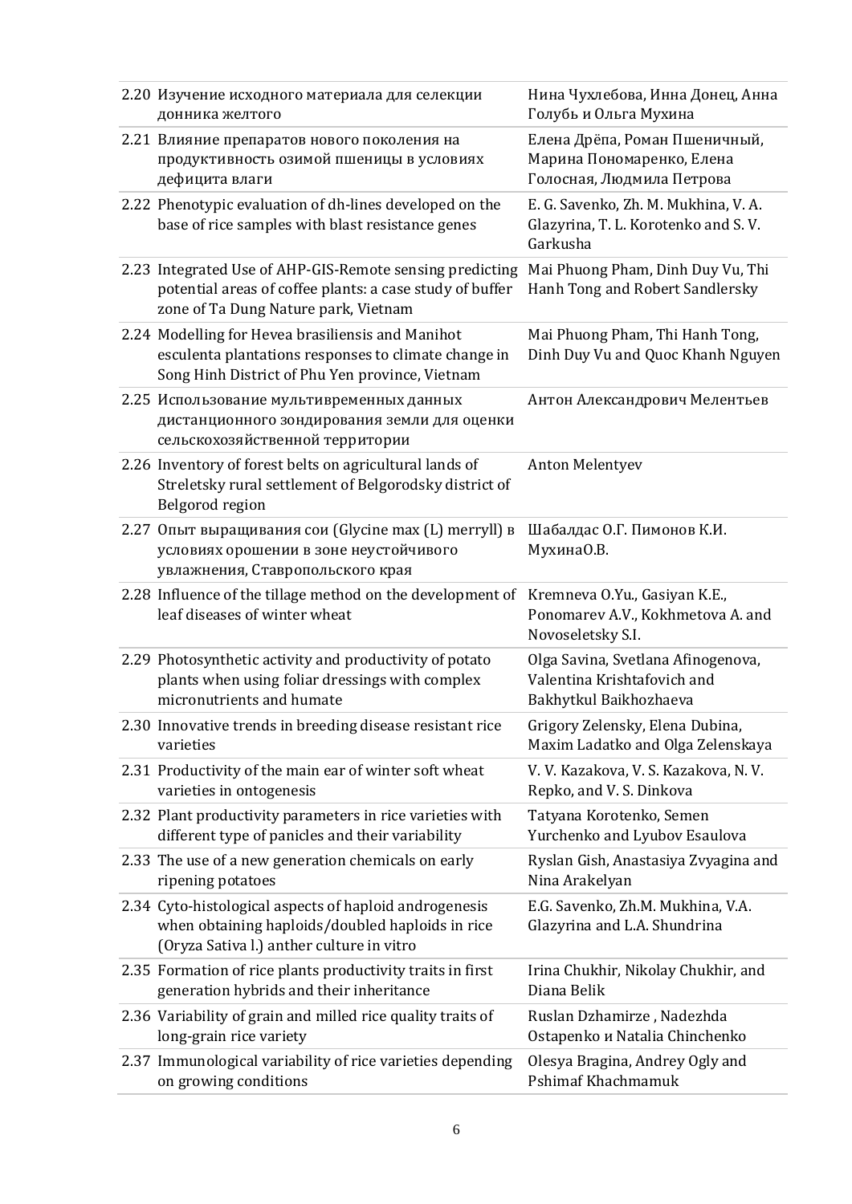| | | |
|---|---|---|
| 2.20 | Изучение исходного материала для селекции донника желтого | Нина Чухлебова, Инна Донец, Анна Голубь и Ольга Мухина |
| 2.21 | Влияние препаратов нового поколения на продуктивность озимой пшеницы в условиях дефицита влаги | Елена Дрёпа, Роман Пшеничный, Марина Пономаренко, Елена Голосная, Людмила Петрова |
| 2.22 | Phenotypic evaluation of dh-lines developed on the base of rice samples with blast resistance genes | E. G. Savenko, Zh. M. Mukhina, V. A. Glazyrina, T. L. Korotenko and S. V. Garkusha |
| 2.23 | Integrated Use of AHP-GIS-Remote sensing predicting potential areas of coffee plants: a case study of buffer zone of Ta Dung Nature park, Vietnam | Mai Phuong Pham, Dinh Duy Vu, Thi Hanh Tong and Robert Sandlersky |
| 2.24 | Modelling for Hevea brasiliensis and Manihot esculenta plantations responses to climate change in Song Hinh District of Phu Yen province, Vietnam | Mai Phuong Pham, Thi Hanh Tong, Dinh Duy Vu and Quoc Khanh Nguyen |
| 2.25 | Использование мультивременных данных дистанционного зондирования земли для оценки сельскохозяйственной территории | Антон Александрович Мелентьев |
| 2.26 | Inventory of forest belts on agricultural lands of Streletsky rural settlement of Belgorodsky district of Belgorod region | Anton Melentyev |
| 2.27 | Опыт выращивания сои (Glycine max (L) merryll) в условиях орошении в зоне неустойчивого увлажнения, Ставропольского края | Шабалдас О.Г. Пимонов К.И. МухинаО.В. |
| 2.28 | Influence of the tillage method on the development of leaf diseases of winter wheat | Kremneva O.Yu., Gasiyan K.E., Ponomarev A.V., Kokhmetova A. and Novoseletsky S.I. |
| 2.29 | Photosynthetic activity and productivity of potato plants when using foliar dressings with complex micronutrients and humate | Olga Savina, Svetlana Afinogenova, Valentina Krishtafovich and Bakhytkul Baikhozhaeva |
| 2.30 | Innovative trends in breeding disease resistant rice varieties | Grigory Zelensky, Elena Dubina, Maxim Ladatko and Olga Zelenskaya |
| 2.31 | Productivity of the main ear of winter soft wheat varieties in ontogenesis | V. V. Kazakova, V. S. Kazakova, N. V. Repko, and V. S. Dinkova |
| 2.32 | Plant productivity parameters in rice varieties with different type of panicles and their variability | Tatyana Korotenko, Semen Yurchenko and Lyubov Esaulova |
| 2.33 | The use of a new generation chemicals on early ripening potatoes | Ryslan Gish, Anastasiya Zvyagina and Nina Arakelyan |
| 2.34 | Cyto-histological aspects of haploid androgenesis when obtaining haploids/doubled haploids in rice (Oryza Sativa l.) anther culture in vitro | E.G. Savenko, Zh.M. Mukhina, V.A. Glazyrina and L.A. Shundrina |
| 2.35 | Formation of rice plants productivity traits in first generation hybrids and their inheritance | Irina Chukhir, Nikolay Chukhir, and Diana Belik |
| 2.36 | Variability of grain and milled rice quality traits of long-grain rice variety | Ruslan Dzhamirze , Nadezhda Ostapenko и Natalia Chinchenko |
| 2.37 | Immunological variability of rice varieties depending on growing conditions | Olesya Bragina, Andrey Ogly and Pshimaf Khachmamuk |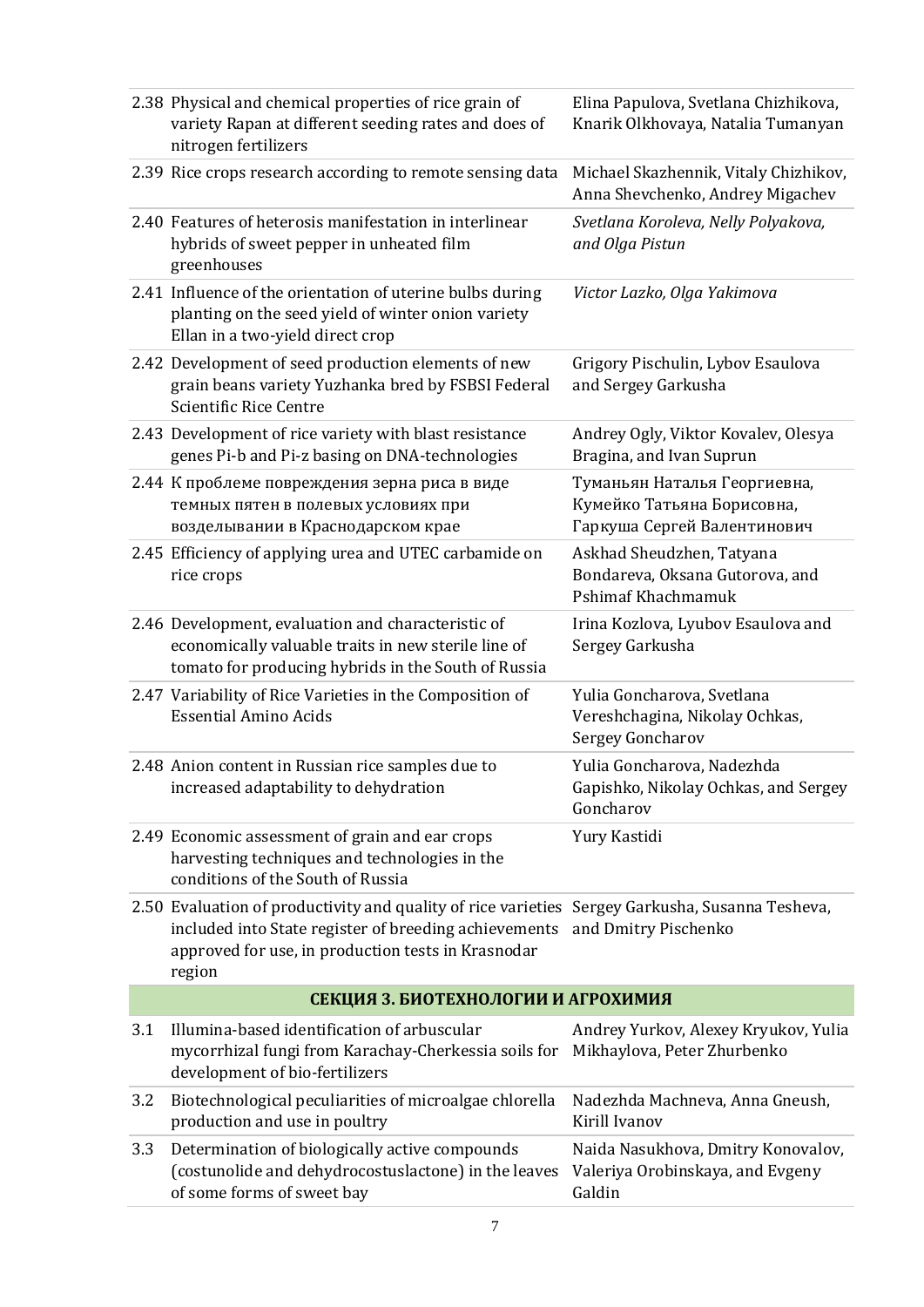| | | |
|---|---|---|
| 2.38 | Physical and chemical properties of rice grain of variety Rapan at different seeding rates and does of nitrogen fertilizers | Elina Papulova, Svetlana Chizhikova, Knarik Olkhovaya, Natalia Tumanyan |
| 2.39 | Rice crops research according to remote sensing data | Michael Skazhennik, Vitaly Chizhikov, Anna Shevchenko, Andrey Migachev |
| 2.40 | Features of heterosis manifestation in interlinear hybrids of sweet pepper in unheated film greenhouses | *Svetlana Koroleva, Nelly Polyakova, and Olga Pistun* |
| 2.41 | Influence of the orientation of uterine bulbs during planting on the seed yield of winter onion variety Ellan in a two-yield direct crop | *Victor Lazko, Olga Yakimova* |
| 2.42 | Development of seed production elements of new grain beans variety Yuzhanka bred by FSBSI Federal Scientific Rice Centre | Grigory Pischulin, Lybov Esaulova and Sergey Garkusha |
| 2.43 | Development of rice variety with blast resistance genes Pi-b and Pi-z basing on DNA-technologies | Andrey Ogly, Viktor Kovalev, Olesya Bragina, and Ivan Suprun |
| 2.44 | К проблеме повреждения зерна риса в виде темных пятен в полевых условиях при возделывании в Краснодарском крае | Туманьян Наталья Георгиевна, Кумейко Татьяна Борисовна, Гаркуша Сергей Валентинович |
| 2.45 | Efficiency of applying urea and UTEC carbamide on rice crops | Askhad Sheudzhen, Tatyana Bondareva, Oksana Gutorova, and Pshimaf Khachmamuk |
| 2.46 | Development, evaluation and characteristic of economically valuable traits in new sterile line of tomato for producing hybrids in the South of Russia | Irina Kozlova, Lyubov Esaulova and Sergey Garkusha |
| 2.47 | Variability of Rice Varieties in the Composition of Essential Amino Acids | Yulia Goncharova, Svetlana Vereshchagina, Nikolay Ochkas, Sergey Goncharov |
| 2.48 | Anion content in Russian rice samples due to increased adaptability to dehydration | Yulia Goncharova, Nadezhda Gapishko, Nikolay Ochkas, and Sergey Goncharov |
| 2.49 | Economic assessment of grain and ear crops harvesting techniques and technologies in the conditions of the South of Russia | Yury Kastidi |
| 2.50 | Evaluation of productivity and quality of rice varieties included into State register of breeding achievements approved for use, in production tests in Krasnodar region | Sergey Garkusha, Susanna Tesheva, and Dmitry Pischenko |
| | **СЕКЦИЯ 3. БИОТЕХНОЛОГИИ И АГРОХИМИЯ** | |
| 3.1 | Illumina-based identification of arbuscular mycorrhizal fungi from Karachay-Cherkessia soils for development of bio-fertilizers | Andrey Yurkov, Alexey Kryukov, Yulia Mikhaylova, Peter Zhurbenko |
| 3.2 | Biotechnological peculiarities of microalgae chlorella production and use in poultry | Nadezhda Machneva, Anna Gneush, Kirill Ivanov |
| 3.3 | Determination of biologically active compounds (costunolide and dehydrocostuslactone) in the leaves of some forms of sweet bay | Naida Nasukhova, Dmitry Konovalov, Valeriya Orobinskaya, and Evgeny Galdin |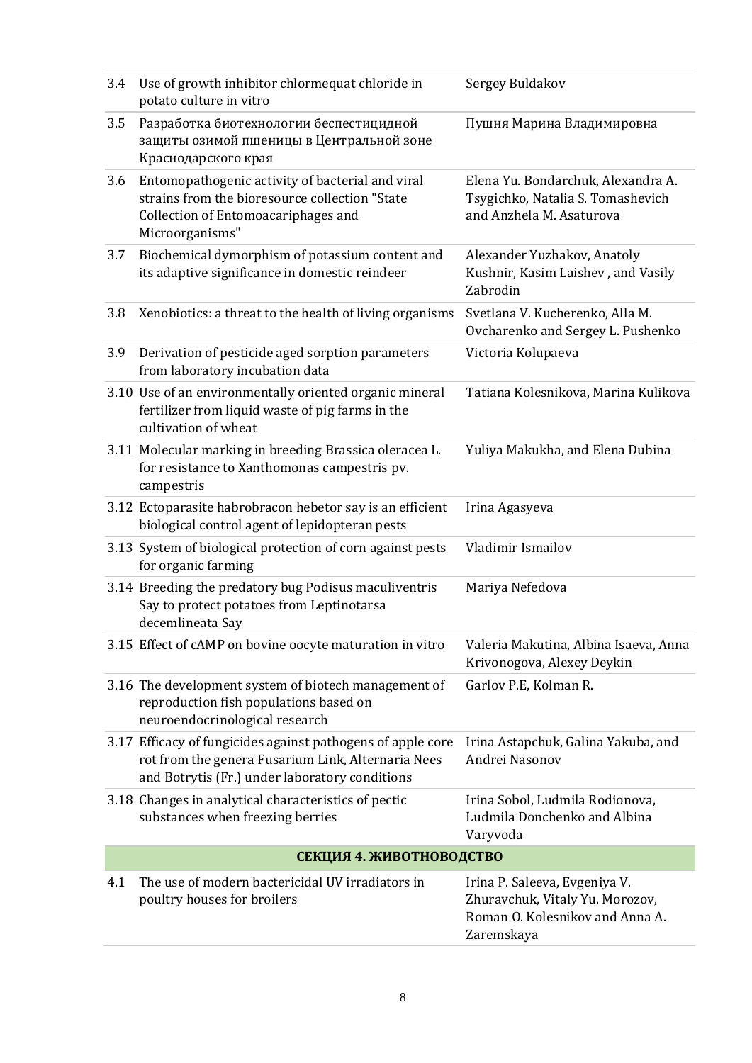| | | |
|---|---|---|
| 3.4 | Use of growth inhibitor chlormequat chloride in potato culture in vitro | Sergey Buldakov |
| 3.5 | Разработка биотехнологии беспестицидной защиты озимой пшеницы в Центральной зоне Краснодарского края | Пушня Марина Владимировна |
| 3.6 | Entomopathogenic activity of bacterial and viral strains from the bioresource collection "State Collection of Entomoacariphages and Microorganisms" | Elena Yu. Bondarchuk, Alexandra A. Tsygichko, Natalia S. Tomashevich and Anzhela M. Asaturova |
| 3.7 | Biochemical dymorphism of potassium content and its adaptive significance in domestic reindeer | Alexander Yuzhakov, Anatoly Kushnir, Kasim Laishev , and Vasily Zabrodin |
| 3.8 | Xenobiotics: a threat to the health of living organisms | Svetlana V. Kucherenko, Alla M. Ovcharenko and Sergey L. Pushenko |
| 3.9 | Derivation of pesticide aged sorption parameters from laboratory incubation data | Victoria Kolupaeva |
| 3.10 | Use of an environmentally oriented organic mineral fertilizer from liquid waste of pig farms in the cultivation of wheat | Tatiana Kolesnikova, Marina Kulikova |
| 3.11 | Molecular marking in breeding Brassica oleracea L. for resistance to Xanthomonas campestris pv. campestris | Yuliya Makukha, and Elena Dubina |
| 3.12 | Ectoparasite habrobracon hebetor say is an efficient biological control agent of lepidopteran pests | Irina Agasyeva |
| 3.13 | System of biological protection of corn against pests for organic farming | Vladimir Ismailov |
| 3.14 | Breeding the predatory bug Podisus maculiventris Say to protect potatoes from Leptinotarsa decemlineata Say | Mariya Nefedova |
| 3.15 | Effect of cAMP on bovine oocyte maturation in vitro | Valeria Makutina, Albina Isaeva, Anna Krivonogova, Alexey Deykin |
| 3.16 | The development system of biotech management of reproduction fish populations based on neuroendocrinological research | Garlov P.E, Kolman R. |
| 3.17 | Efficacy of fungicides against pathogens of apple core rot from the genera Fusarium Link, Alternaria Nees and Botrytis (Fr.) under laboratory conditions | Irina Astapchuk, Galina Yakuba, and Andrei Nasonov |
| 3.18 | Changes in analytical characteristics of pectic substances when freezing berries | Irina Sobol, Ludmila Rodionova, Ludmila Donchenko and Albina Varyvoda |
| | **СЕКЦИЯ 4. ЖИВОТНОВОДСТВО** | |
| 4.1 | The use of modern bactericidal UV irradiators in poultry houses for broilers | Irina P. Saleeva, Evgeniya V. Zhuravchuk, Vitaly Yu. Morozov, Roman O. Kolesnikov and Anna A. Zaremskaya |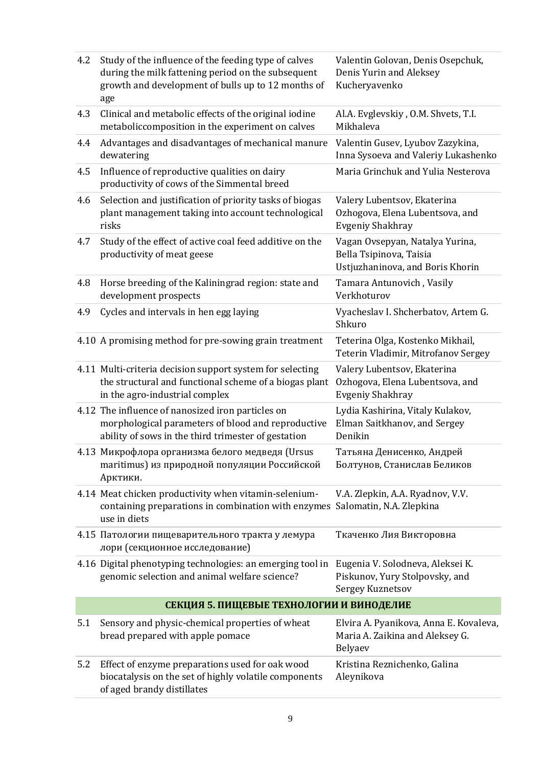| | | |
|---|---|---|
| 4.2 | Study of the influence of the feeding type of calves during the milk fattening period on the subsequent growth and development of bulls up to 12 months of age | Valentin Golovan, Denis Osepchuk, Denis Yurin and Aleksey Kucheryavenko |
| 4.3 | Clinical and metabolic effects of the original iodine metaboliccomposition in the experiment on calves | Al.A. Evglevskiy , O.M. Shvets, T.I. Mikhaleva |
| 4.4 | Advantages and disadvantages of mechanical manure dewatering | Valentin Gusev, Lyubov Zazykina, Inna Sysoeva and Valeriy Lukashenko |
| 4.5 | Influence of reproductive qualities on dairy productivity of cows of the Simmental breed | Maria Grinchuk and Yulia Nesterova |
| 4.6 | Selection and justification of priority tasks of biogas plant management taking into account technological risks | Valery Lubentsov, Ekaterina Ozhogova, Elena Lubentsova, and Evgeniy Shakhray |
| 4.7 | Study of the effect of active coal feed additive on the productivity of meat geese | Vagan Ovsepyan, Natalya Yurina, Bella Tsipinova, Taisia Ustjuzhaninova, and Boris Khorin |
| 4.8 | Horse breeding of the Kaliningrad region: state and development prospects | Tamara Antunovich , Vasily Verkhoturov |
| 4.9 | Cycles and intervals in hen egg laying | Vyacheslav I. Shcherbatov, Artem G. Shkuro |
| 4.10 | A promising method for pre-sowing grain treatment | Teterina Olga, Kostenko Mikhail, Teterin Vladimir, Mitrofanov Sergey |
| 4.11 | Multi-criteria decision support system for selecting the structural and functional scheme of a biogas plant in the agro-industrial complex | Valery Lubentsov, Ekaterina Ozhogova, Elena Lubentsova, and Evgeniy Shakhray |
| 4.12 | The influence of nanosized iron particles on morphological parameters of blood and reproductive ability of sows in the third trimester of gestation | Lydia Kashirina, Vitaly Kulakov, Elman Saitkhanov, and Sergey Denikin |
| 4.13 | Микрофлора организма белого медведя (Ursus maritimus) из природной популяции Российской Арктики. | Татьяна Денисенко, Андрей Болтунов, Станислав Беликов |
| 4.14 | Meat chicken productivity when vitamin-selenium-containing preparations in combination with enzymes use in diets | V.A. Zlepkin, A.A. Ryadnov, V.V. Salomatin, N.A. Zlepkina |
| 4.15 | Патологии пищеварительного тракта у лемура лори (секционное исследование) | Ткаченко Лия Викторовна |
| 4.16 | Digital phenotyping technologies: an emerging tool in genomic selection and animal welfare science? | Eugenia V. Solodneva, Aleksei K. Piskunov, Yury Stolpovsky, and Sergey Kuznetsov |
| **СЕКЦИЯ 5. ПИЩЕВЫЕ ТЕХНОЛОГИИ И ВИНОДЕЛИЕ** | | |
| 5.1 | Sensory and physic-chemical properties of wheat bread prepared with apple pomace | Elvira A. Pyanikova, Anna E. Kovaleva, Maria A. Zaikina and Aleksey G. Belyaev |
| 5.2 | Effect of enzyme preparations used for oak wood biocatalysis on the set of highly volatile components of aged brandy distillates | Kristina Reznichenko, Galina Aleynikova |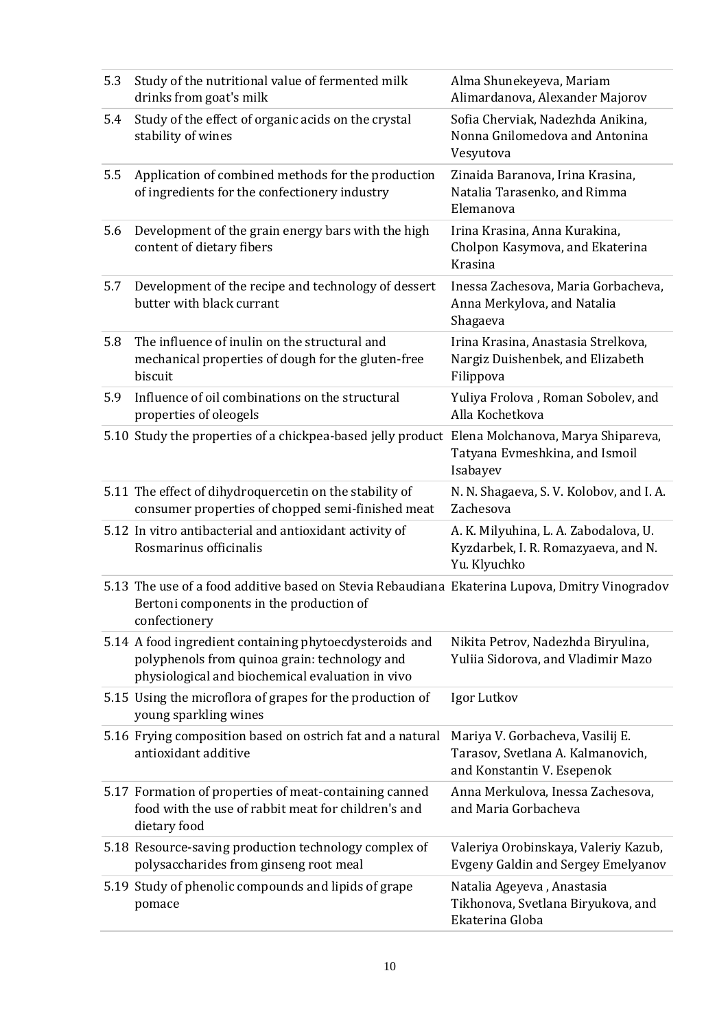| | | |
|---|---|---|
| 5.3 | Study of the nutritional value of fermented milk drinks from goat's milk | Alma Shunekeyeva, Mariam Alimardanova, Alexander Majorov |
| 5.4 | Study of the effect of organic acids on the crystal stability of wines | Sofia Cherviak, Nadezhda Anikina, Nonna Gnilomedova and Antonina Vesyutova |
| 5.5 | Application of combined methods for the production of ingredients for the confectionery industry | Zinaida Baranova, Irina Krasina, Natalia Tarasenko, and Rimma Elemanova |
| 5.6 | Development of the grain energy bars with the high content of dietary fibers | Irina Krasina, Anna Kurakina, Cholpon Kasymova, and Ekaterina Krasina |
| 5.7 | Development of the recipe and technology of dessert butter with black currant | Inessa Zachesova, Maria Gorbacheva, Anna Merkylova, and Natalia Shagaeva |
| 5.8 | The influence of inulin on the structural and mechanical properties of dough for the gluten-free biscuit | Irina Krasina, Anastasia Strelkova, Nargiz Duishenbek, and Elizabeth Filippova |
| 5.9 | Influence of oil combinations on the structural properties of oleogels | Yuliya Frolova , Roman Sobolev, and Alla Kochetkova |
| 5.10 | Study the properties of a chickpea-based jelly product | Elena Molchanova, Marya Shipareva, Tatyana Evmeshkina, and Ismoil Isabayev |
| 5.11 | The effect of dihydroquercetin on the stability of consumer properties of chopped semi-finished meat | N. N. Shagaeva, S. V. Kolobov, and I. A. Zachesova |
| 5.12 | In vitro antibacterial and antioxidant activity of Rosmarinus officinalis | A. K. Milyuhina, L. A. Zabodalova, U. Kyzdarbek, I. R. Romazyaeva, and N. Yu. Klyuchko |
| 5.13 | The use of a food additive based on Stevia Rebaudiana Bertoni components in the production of confectionery | Ekaterina Lupova, Dmitry Vinogradov |
| 5.14 | A food ingredient containing phytoecdysteroids and polyphenols from quinoa grain: technology and physiological and biochemical evaluation in vivo | Nikita Petrov, Nadezhda Biryulina, Yuliia Sidorova, and Vladimir Mazo |
| 5.15 | Using the microflora of grapes for the production of young sparkling wines | Igor Lutkov |
| 5.16 | Frying composition based on ostrich fat and a natural antioxidant additive | Mariya V. Gorbacheva, Vasilij E. Tarasov, Svetlana A. Kalmanovich, and Konstantin V. Esepenok |
| 5.17 | Formation of properties of meat-containing canned food with the use of rabbit meat for children's and dietary food | Anna Merkulova, Inessa Zachesova, and Maria Gorbacheva |
| 5.18 | Resource-saving production technology complex of polysaccharides from ginseng root meal | Valeriya Orobinskaya, Valeriy Kazub, Evgeny Galdin and Sergey Emelyanov |
| 5.19 | Study of phenolic compounds and lipids of grape pomace | Natalia Ageyeva , Anastasia Tikhonova, Svetlana Biryukova, and Ekaterina Globa |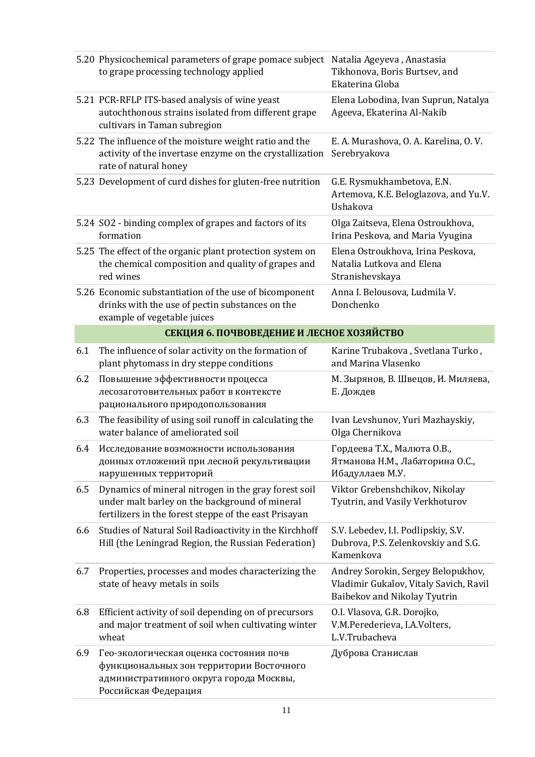| | | |
|---|---|---|
| 5.20 | Physicochemical parameters of grape pomace subject to grape processing technology applied | Natalia Ageyeva , Anastasia Tikhonova, Boris Burtsev, and Ekaterina Globa |
| 5.21 | PCR-RFLP ITS-based analysis of wine yeast autochthonous strains isolated from different grape cultivars in Taman subregion | Elena Lobodina, Ivan Suprun, Natalya Ageeva, Ekaterina Al-Nakib |
| 5.22 | The influence of the moisture weight ratio and the activity of the invertase enzyme on the crystallization rate of natural honey | E. A. Murashova, O. A. Karelina, O. V. Serebryakova |
| 5.23 | Development of curd dishes for gluten-free nutrition | G.E. Rysmukhambetova, E.N. Artemova, K.E. Beloglazova, and Yu.V. Ushakova |
| 5.24 | SO2 - binding complex of grapes and factors of its formation | Olga Zaitseva, Elena Ostroukhova, Irina Peskova, and Maria Vyugina |
| 5.25 | The effect of the organic plant protection system on the chemical composition and quality of grapes and red wines | Elena Ostroukhova, Irina Peskova, Natalia Lutkova and Elena Stranishevskaya |
| 5.26 | Economic substantiation of the use of bicomponent drinks with the use of pectin substances on the example of vegetable juices | Anna I. Belousova, Ludmila V. Donchenko |
| | **СЕКЦИЯ 6. ПОЧВОВЕДЕНИЕ И ЛЕСНОЕ ХОЗЯЙСТВО** | |
| 6.1 | The influence of solar activity on the formation of plant phytomass in dry steppe conditions | Karine Trubakova , Svetlana Turko , and Marina Vlasenko |
| 6.2 | Повышение эффективности процесса лесозаготовительных работ в контексте рационального природопользования | М. Зырянов, В. Швецов, И. Миляева, Е. Дождев |
| 6.3 | The feasibility of using soil runoff in calculating the water balance of ameliorated soil | Ivan Levshunov, Yuri Mazhayskiy, Olga Chernikova |
| 6.4 | Исследование возможности использования донных отложений при лесной рекультивации нарушенных территорий | Гордеева Т.Х., Малюта О.В., Ятманова Н.М., Лабаторина О.С., Ибадуллаев М.У. |
| 6.5 | Dynamics of mineral nitrogen in the gray forest soil under malt barley on the background of mineral fertilizers in the forest steppe of the east Prisayan | Viktor Grebenshchikov, Nikolay Tyutrin, and Vasily Verkhoturov |
| 6.6 | Studies of Natural Soil Radioactivity in the Kirchhoff Hill (the Leningrad Region, the Russian Federation) | S.V. Lebedev, I.I. Podlipskiy, S.V. Dubrova, P.S. Zelenkovskiy and S.G. Kamenkova |
| 6.7 | Properties, processes and modes characterizing the state of heavy metals in soils | Andrey Sorokin, Sergey Belopukhov, Vladimir Gukalov, Vitaly Savich, Ravil Baibekov and Nikolay Tyutrin |
| 6.8 | Efficient activity of soil depending on of precursors and major treatment of soil when cultivating winter wheat | O.I. Vlasova, G.R. Dorojko, V.M.Perederieva, I.A.Volters, L.V.Trubacheva |
| 6.9 | Гео-экологическая оценка состояния почв функциональных зон территории Восточного административного округа города Москвы, Российская Федерация | Дуброва Станислав |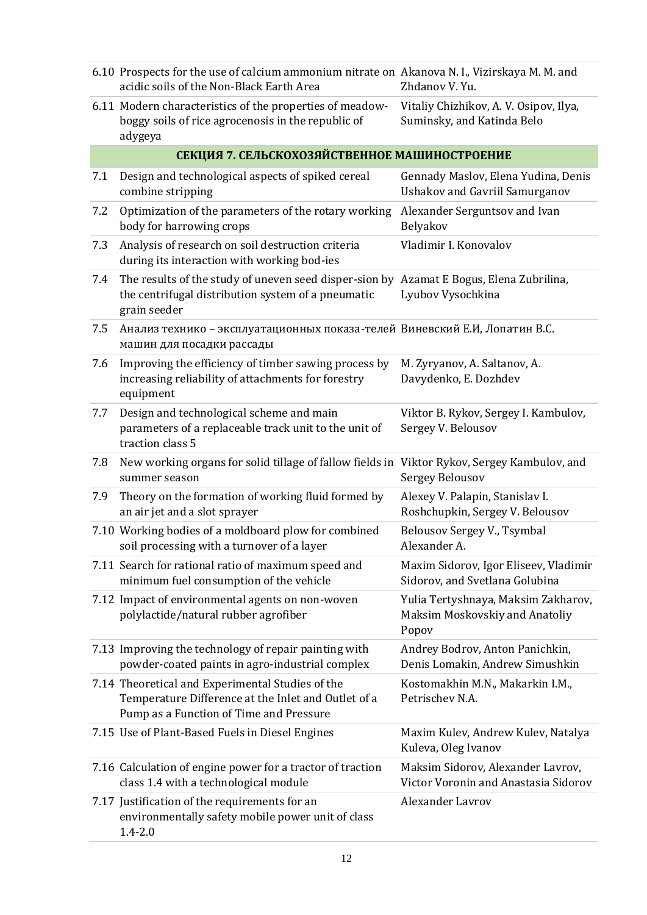| | | |
|---|---|---|
| 6.10 | Prospects for the use of calcium ammonium nitrate on acidic soils of the Non-Black Earth Area | Akanova N. I., Vizirskaya M. M. and Zhdanov V. Yu. |
| 6.11 | Modern characteristics of the properties of meadow-boggy soils of rice agrocenosis in the republic of adygeya | Vitaliy Chizhikov, A. V. Osipov, Ilya, Suminsky, and Katinda Belo |
| | **СЕКЦИЯ 7. СЕЛЬСКОХОЗЯЙСТВЕННОЕ МАШИНОСТРОЕНИЕ** | |
| 7.1 | Design and technological aspects of spiked cereal combine stripping | Gennady Maslov, Elena Yudina, Denis Ushakov and Gavriil Samurganov |
| 7.2 | Optimization of the parameters of the rotary working body for harrowing crops | Alexander Serguntsov and Ivan Belyakov |
| 7.3 | Analysis of research on soil destruction criteria during its interaction with working bod-ies | Vladimir I. Konovalov |
| 7.4 | The results of the study of uneven seed disper-sion by the centrifugal distribution system of a pneumatic grain seeder | Azamat E Bogus, Elena Zubrilina, Lyubov Vysochkina |
| 7.5 | Анализ технико – эксплуатационных показа-телей машин для посадки рассады | Виневский Е.И, Лопатин В.С. |
| 7.6 | Improving the efficiency of timber sawing process by increasing reliability of attachments for forestry equipment | M. Zyryanov, A. Saltanov, A. Davydenko, E. Dozhdev |
| 7.7 | Design and technological scheme and main parameters of a replaceable track unit to the unit of traction class 5 | Viktor B. Rykov, Sergey I. Kambulov, Sergey V. Belousov |
| 7.8 | New working organs for solid tillage of fallow fields in summer season | Viktor Rykov, Sergey Kambulov, and Sergey Belousov |
| 7.9 | Theory on the formation of working fluid formed by an air jet and a slot sprayer | Alexey V. Palapin, Stanislav I. Roshchupkin, Sergey V. Belousov |
| 7.10 | Working bodies of a moldboard plow for combined soil processing with a turnover of a layer | Belousov Sergey V., Tsymbal Alexander A. |
| 7.11 | Search for rational ratio of maximum speed and minimum fuel consumption of the vehicle | Maxim Sidorov, Igor Eliseev, Vladimir Sidorov, and Svetlana Golubina |
| 7.12 | Impact of environmental agents on non-woven polylactide/natural rubber agrofiber | Yulia Tertyshnaya, Maksim Zakharov, Maksim Moskovskiy and Anatoliy Popov |
| 7.13 | Improving the technology of repair painting with powder-coated paints in agro-industrial complex | Andrey Bodrov, Anton Panichkin, Denis Lomakin, Andrew Simushkin |
| 7.14 | Theoretical and Experimental Studies of the Temperature Difference at the Inlet and Outlet of a Pump as a Function of Time and Pressure | Kostomakhin M.N., Makarkin I.M., Petrischev N.A. |
| 7.15 | Use of Plant-Based Fuels in Diesel Engines | Maxim Kulev, Andrew Kulev, Natalya Kuleva, Oleg Ivanov |
| 7.16 | Calculation of engine power for a tractor of traction class 1.4 with a technological module | Maksim Sidorov, Alexander Lavrov, Victor Voronin and Anastasia Sidorov |
| 7.17 | Justification of the requirements for an environmentally safety mobile power unit of class 1.4-2.0 | Alexander Lavrov |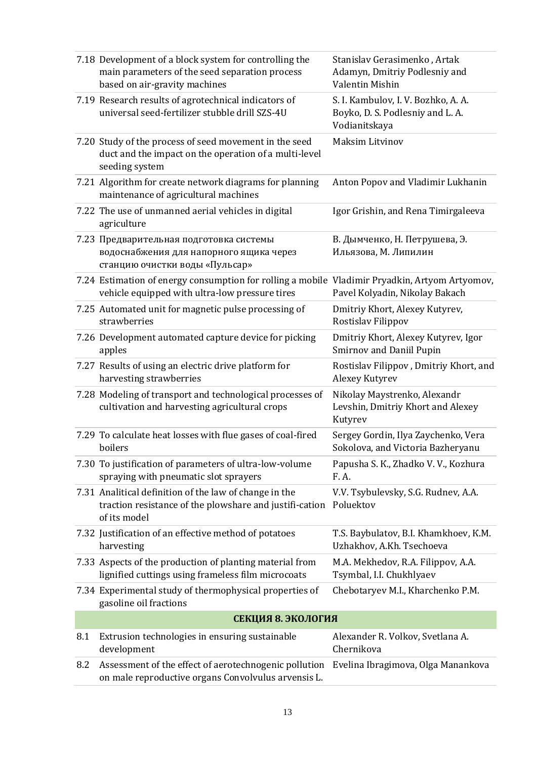| | | |
|---|---|---|
| 7.18 | Development of a block system for controlling the main parameters of the seed separation process based on air-gravity machines | Stanislav Gerasimenko , Artak Adamyn, Dmitriy Podlesniy and Valentin Mishin |
| 7.19 | Research results of agrotechnical indicators of universal seed-fertilizer stubble drill SZS-4U | S. I. Kambulov, I. V. Bozhko, A. A. Boyko, D. S. Podlesniy and L. A. Vodianitskaya |
| 7.20 | Study of the process of seed movement in the seed duct and the impact on the operation of a multi-level seeding system | Maksim Litvinov |
| 7.21 | Algorithm for create network diagrams for planning maintenance of agricultural machines | Anton Popov and Vladimir Lukhanin |
| 7.22 | The use of unmanned aerial vehicles in digital agriculture | Igor Grishin, and Rena Timirgaleeva |
| 7.23 | Предварительная подготовка системы водоснабжения для напорного ящика через станцию очистки воды «Пульсар» | В. Дымченко, Н. Петрушева, Э. Ильязова, М. Липилин |
| 7.24 | Estimation of energy consumption for rolling a mobile vehicle equipped with ultra-low pressure tires | Vladimir Pryadkin, Artyom Artyomov, Pavel Kolyadin, Nikolay Bakach |
| 7.25 | Automated unit for magnetic pulse processing of strawberries | Dmitriy Khort, Alexey Kutyrev, Rostislav Filippov |
| 7.26 | Development automated capture device for picking apples | Dmitriy Khort, Alexey Kutyrev, Igor Smirnov and Daniil Pupin |
| 7.27 | Results of using an electric drive platform for harvesting strawberries | Rostislav Filippov , Dmitriy Khort, and Alexey Kutyrev |
| 7.28 | Modeling of transport and technological processes of cultivation and harvesting agricultural crops | Nikolay Maystrenko, Alexandr Levshin, Dmitriy Khort and Alexey Kutyrev |
| 7.29 | To calculate heat losses with flue gases of coal-fired boilers | Sergey Gordin, Ilya Zaychenko, Vera Sokolova, and Victoria Bazheryanu |
| 7.30 | To justification of parameters of ultra-low-volume spraying with pneumatic slot sprayers | Papusha S. K., Zhadko V. V., Kozhura F. A. |
| 7.31 | Analitical definition of the law of change in the traction resistance of the plowshare and justifi-cation of its model | V.V. Tsybulevsky, S.G. Rudnev, A.A. Poluektov |
| 7.32 | Justification of an effective method of potatoes harvesting | T.S. Baybulatov, B.I. Khamkhoev, K.M. Uzhakhov, A.Kh. Tsechoeva |
| 7.33 | Aspects of the production of planting material from lignified cuttings using frameless film microcoats | M.A. Mekhedov, R.A. Filippov, A.A. Tsymbal, I.I. Chukhlyaev |
| 7.34 | Experimental study of thermophysical properties of gasoline oil fractions | Chebotaryev M.I., Kharchenko P.M. |
| | **СЕКЦИЯ 8. ЭКОЛОГИЯ** | |
| 8.1 | Extrusion technologies in ensuring sustainable development | Alexander R. Volkov, Svetlana A. Chernikova |
| 8.2 | Assessment of the effect of aerotechnogenic pollution on male reproductive organs Convolvulus arvensis L. | Evelina Ibragimova, Olga Manankova |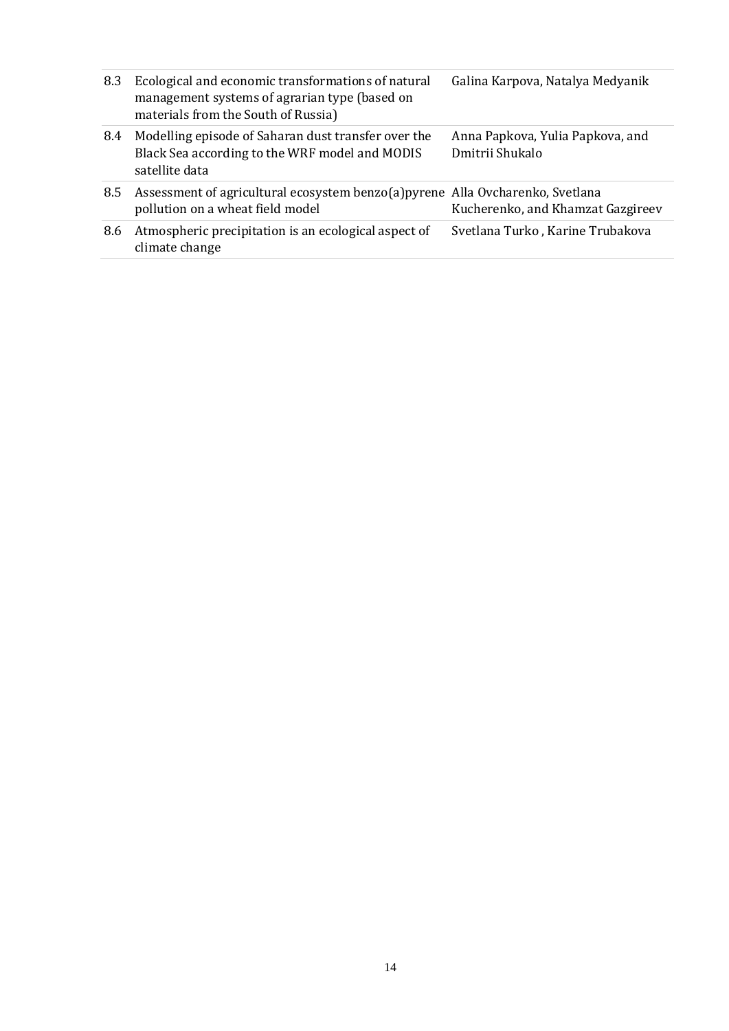| | | |
|---|---|---|
| 8.3 | Ecological and economic transformations of natural management systems of agrarian type (based on materials from the South of Russia) | Galina Karpova, Natalya Medyanik |
| 8.4 | Modelling episode of Saharan dust transfer over the Black Sea according to the WRF model and MODIS satellite data | Anna Papkova, Yulia Papkova, and Dmitrii Shukalo |
| 8.5 | Assessment of agricultural ecosystem benzo(a)pyrene pollution on a wheat field model | Alla Ovcharenko, Svetlana Kucherenko, and Khamzat Gazgireev |
| 8.6 | Atmospheric precipitation is an ecological aspect of climate change | Svetlana Turko , Karine Trubakova |